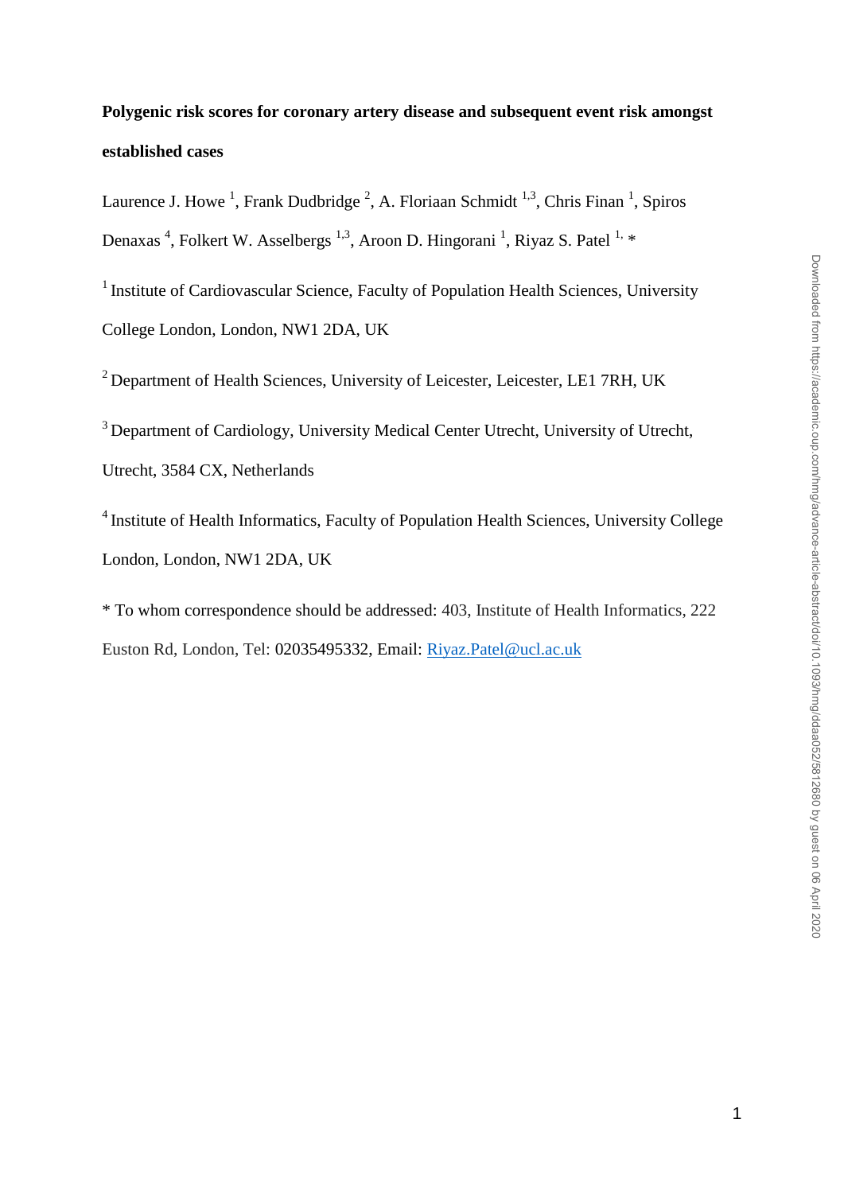# Polygenic risk scores for coronary artery disease and subsequent event risk amongst established cases

Laurence J. Howe [1], Frank Dudbridge [2], A. Floriaan Schmidt [1,3], Chris Finan [1], Spiros Denaxas [4], Folkert W. Asselbergs [1,3], Aroon D. Hingorani [1], Riyaz S. Patel [1,] *

[1] Institute of Cardiovascular Science, Faculty of Population Health Sciences, University College London, London, NW1 2DA, UK

[2] Department of Health Sciences, University of Leicester, Leicester, LE1 7RH, UK

[3] Department of Cardiology, University Medical Center Utrecht, University of Utrecht, Utrecht, 3584 CX, Netherlands

[4] Institute of Health Informatics, Faculty of Population Health Sciences, University College London, London, NW1 2DA, UK

* To whom correspondence should be addressed: 403, Institute of Health Informatics, 222 Euston Rd, London, Tel: 02035495332, Email: Riyaz.Patel@ucl.ac.uk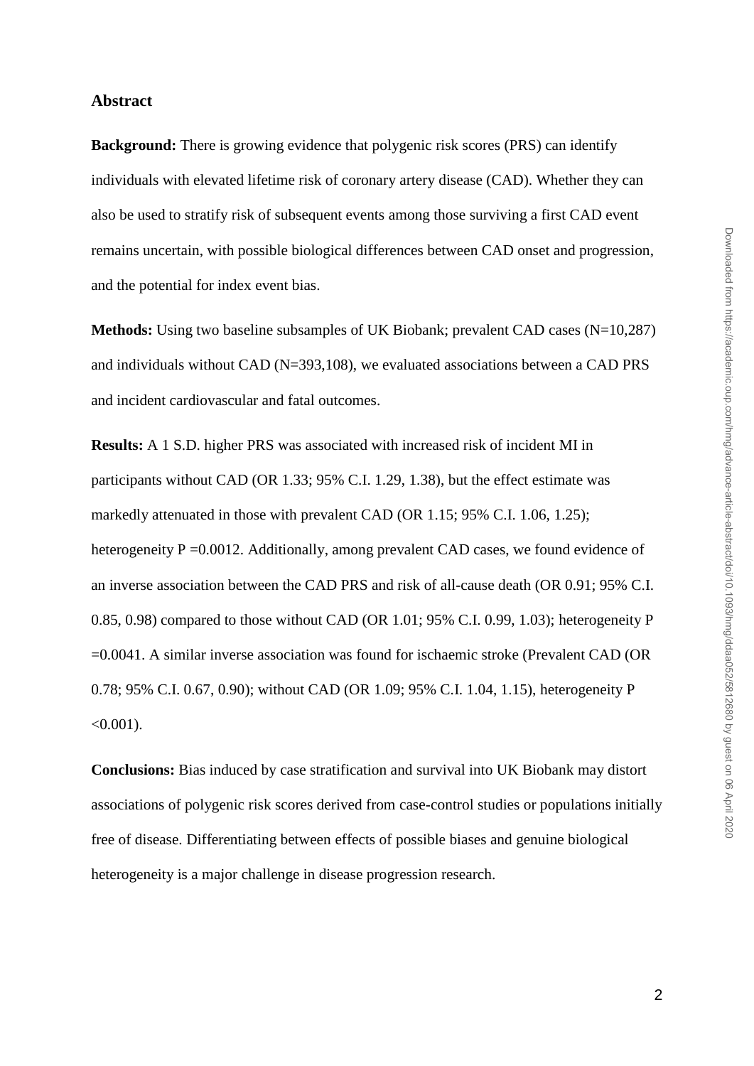## Abstract

**Background:** There is growing evidence that polygenic risk scores (PRS) can identify individuals with elevated lifetime risk of coronary artery disease (CAD). Whether they can also be used to stratify risk of subsequent events among those surviving a first CAD event remains uncertain, with possible biological differences between CAD onset and progression, and the potential for index event bias.

**Methods:** Using two baseline subsamples of UK Biobank; prevalent CAD cases (N=10,287) and individuals without CAD (N=393,108), we evaluated associations between a CAD PRS and incident cardiovascular and fatal outcomes.

**Results:** A 1 S.D. higher PRS was associated with increased risk of incident MI in participants without CAD (OR 1.33; 95% C.I. 1.29, 1.38), but the effect estimate was markedly attenuated in those with prevalent CAD (OR 1.15; 95% C.I. 1.06, 1.25); heterogeneity P =0.0012. Additionally, among prevalent CAD cases, we found evidence of an inverse association between the CAD PRS and risk of all-cause death (OR 0.91; 95% C.I. 0.85, 0.98) compared to those without CAD (OR 1.01; 95% C.I. 0.99, 1.03); heterogeneity P =0.0041. A similar inverse association was found for ischaemic stroke (Prevalent CAD (OR 0.78; 95% C.I. 0.67, 0.90); without CAD (OR 1.09; 95% C.I. 1.04, 1.15), heterogeneity P <0.001).

**Conclusions:** Bias induced by case stratification and survival into UK Biobank may distort associations of polygenic risk scores derived from case-control studies or populations initially free of disease. Differentiating between effects of possible biases and genuine biological heterogeneity is a major challenge in disease progression research.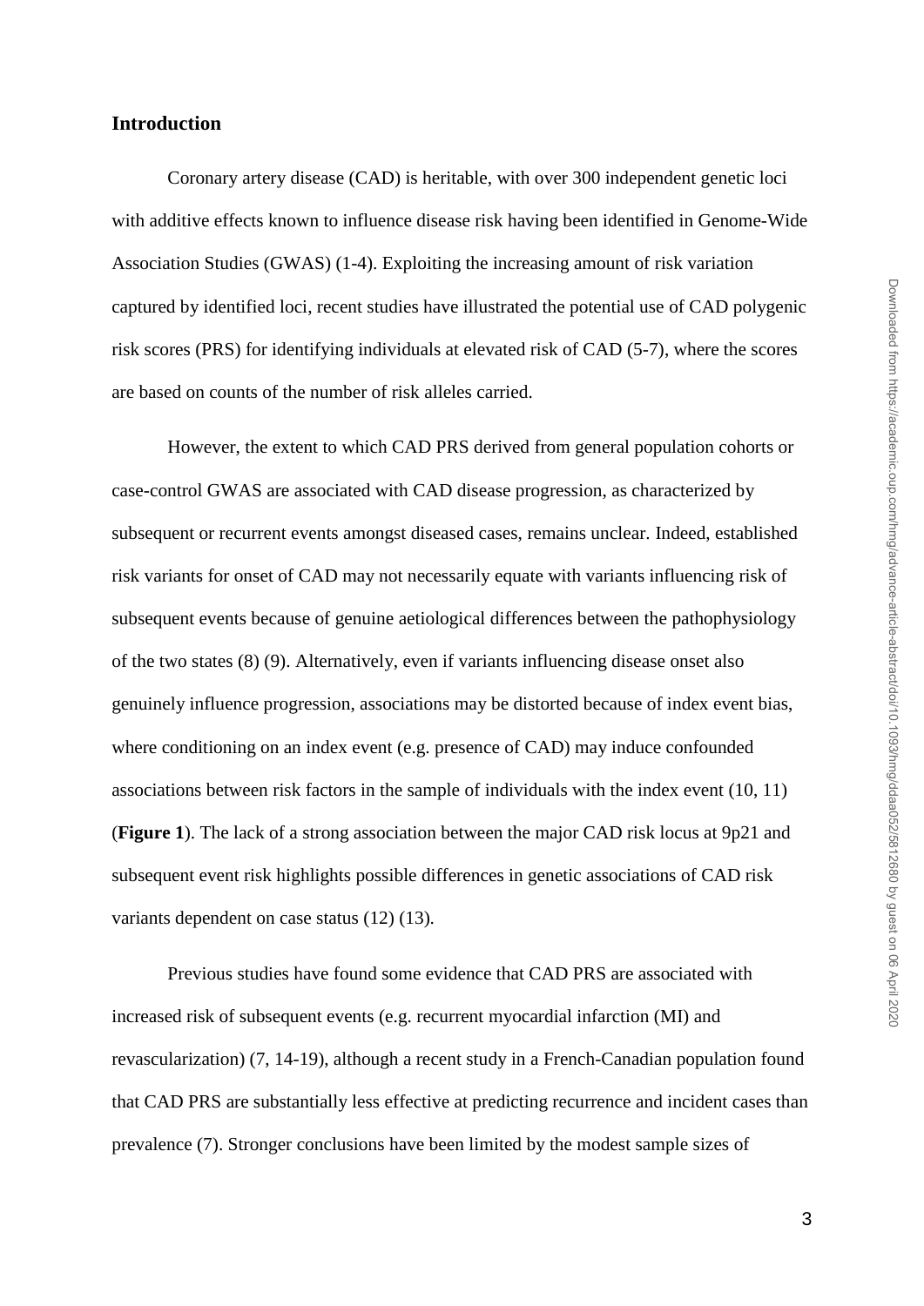## Introduction

Coronary artery disease (CAD) is heritable, with over 300 independent genetic loci with additive effects known to influence disease risk having been identified in Genome-Wide Association Studies (GWAS) (1-4). Exploiting the increasing amount of risk variation captured by identified loci, recent studies have illustrated the potential use of CAD polygenic risk scores (PRS) for identifying individuals at elevated risk of CAD (5-7), where the scores are based on counts of the number of risk alleles carried.

However, the extent to which CAD PRS derived from general population cohorts or case-control GWAS are associated with CAD disease progression, as characterized by subsequent or recurrent events amongst diseased cases, remains unclear. Indeed, established risk variants for onset of CAD may not necessarily equate with variants influencing risk of subsequent events because of genuine aetiological differences between the pathophysiology of the two states (8) (9). Alternatively, even if variants influencing disease onset also genuinely influence progression, associations may be distorted because of index event bias, where conditioning on an index event (e.g. presence of CAD) may induce confounded associations between risk factors in the sample of individuals with the index event (10, 11) (**Figure 1**). The lack of a strong association between the major CAD risk locus at 9p21 and subsequent event risk highlights possible differences in genetic associations of CAD risk variants dependent on case status (12) (13).

Previous studies have found some evidence that CAD PRS are associated with increased risk of subsequent events (e.g. recurrent myocardial infarction (MI) and revascularization) (7, 14-19), although a recent study in a French-Canadian population found that CAD PRS are substantially less effective at predicting recurrence and incident cases than prevalence (7). Stronger conclusions have been limited by the modest sample sizes of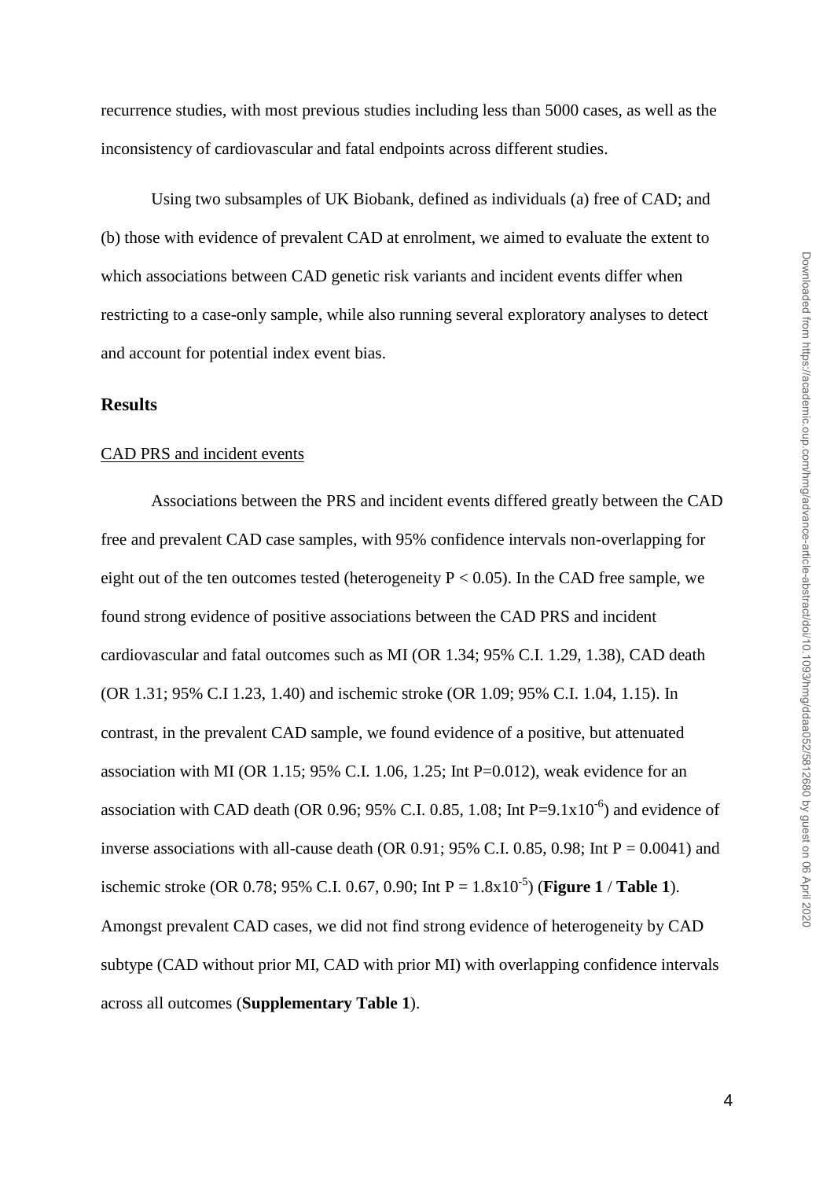recurrence studies, with most previous studies including less than 5000 cases, as well as the inconsistency of cardiovascular and fatal endpoints across different studies.

Using two subsamples of UK Biobank, defined as individuals (a) free of CAD; and (b) those with evidence of prevalent CAD at enrolment, we aimed to evaluate the extent to which associations between CAD genetic risk variants and incident events differ when restricting to a case-only sample, while also running several exploratory analyses to detect and account for potential index event bias.

## Results

### CAD PRS and incident events

Associations between the PRS and incident events differed greatly between the CAD free and prevalent CAD case samples, with 95% confidence intervals non-overlapping for eight out of the ten outcomes tested (heterogeneity $P < 0.05$). In the CAD free sample, we found strong evidence of positive associations between the CAD PRS and incident cardiovascular and fatal outcomes such as MI (OR 1.34; 95% C.I. 1.29, 1.38), CAD death (OR 1.31; 95% C.I 1.23, 1.40) and ischemic stroke (OR 1.09; 95% C.I. 1.04, 1.15). In contrast, in the prevalent CAD sample, we found evidence of a positive, but attenuated association with MI (OR 1.15; 95% C.I. 1.06, 1.25; Int P=0.012), weak evidence for an association with CAD death (OR 0.96; 95% C.I. 0.85, 1.08; Int $P=9.1 \times 10^{-6}$) and evidence of inverse associations with all-cause death (OR 0.91; 95% C.I. 0.85, 0.98; Int P = 0.0041) and ischemic stroke (OR 0.78; 95% C.I. 0.67, 0.90; Int $P = 1.8 \times 10^{-5}$) (**Figure 1** / **Table 1**). Amongst prevalent CAD cases, we did not find strong evidence of heterogeneity by CAD subtype (CAD without prior MI, CAD with prior MI) with overlapping confidence intervals across all outcomes (**Supplementary Table 1**).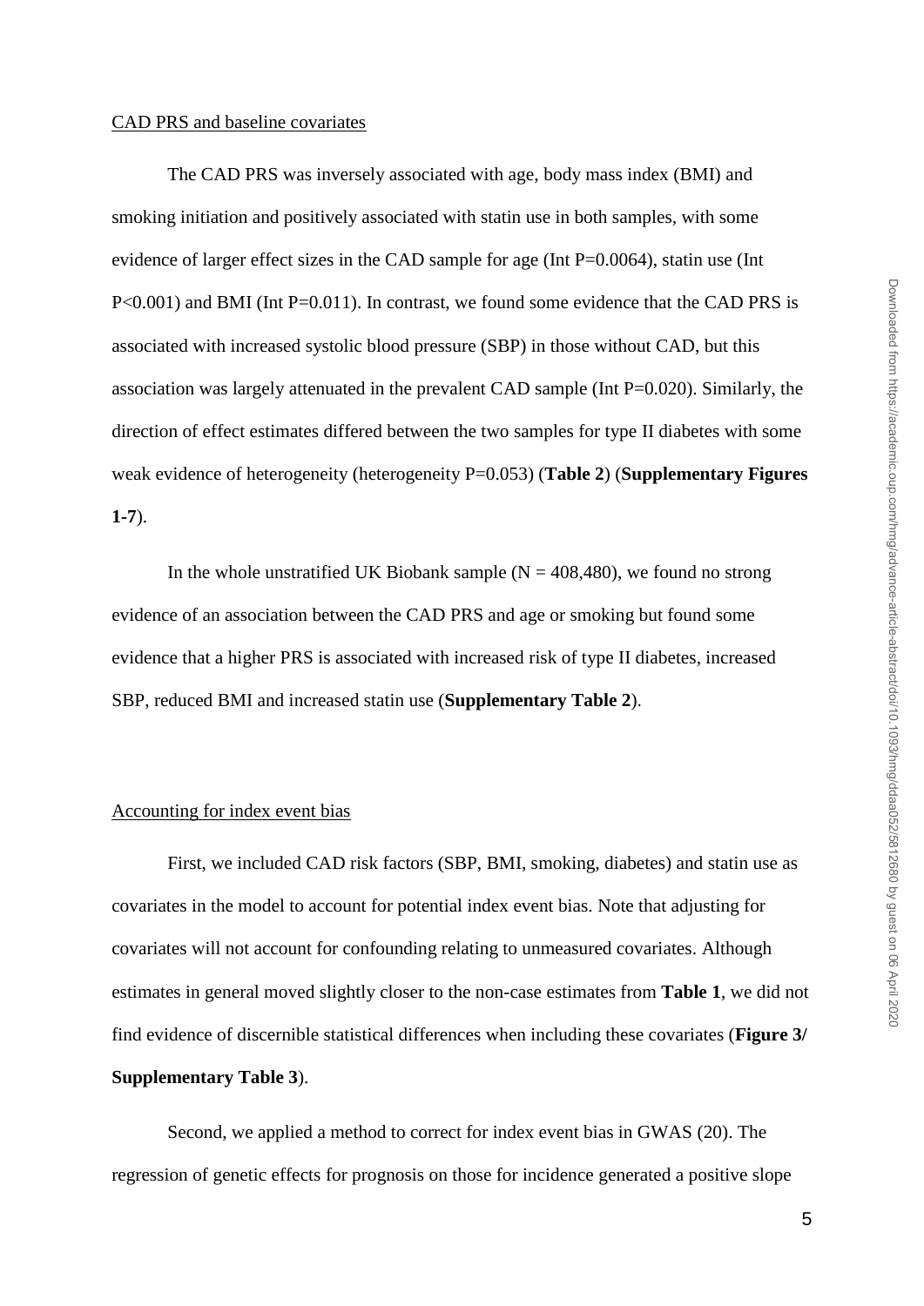CAD PRS and baseline covariates

The CAD PRS was inversely associated with age, body mass index (BMI) and smoking initiation and positively associated with statin use in both samples, with some evidence of larger effect sizes in the CAD sample for age (Int P=0.0064), statin use (Int P<0.001) and BMI (Int P=0.011). In contrast, we found some evidence that the CAD PRS is associated with increased systolic blood pressure (SBP) in those without CAD, but this association was largely attenuated in the prevalent CAD sample (Int P=0.020). Similarly, the direction of effect estimates differed between the two samples for type II diabetes with some weak evidence of heterogeneity (heterogeneity P=0.053) (**Table 2**) (**Supplementary Figures 1-7**).

In the whole unstratified UK Biobank sample (N = 408,480), we found no strong evidence of an association between the CAD PRS and age or smoking but found some evidence that a higher PRS is associated with increased risk of type II diabetes, increased SBP, reduced BMI and increased statin use (**Supplementary Table 2**).

Accounting for index event bias

First, we included CAD risk factors (SBP, BMI, smoking, diabetes) and statin use as covariates in the model to account for potential index event bias. Note that adjusting for covariates will not account for confounding relating to unmeasured covariates. Although estimates in general moved slightly closer to the non-case estimates from **Table 1**, we did not find evidence of discernible statistical differences when including these covariates (**Figure 3/ Supplementary Table 3**).

Second, we applied a method to correct for index event bias in GWAS (20). The regression of genetic effects for prognosis on those for incidence generated a positive slope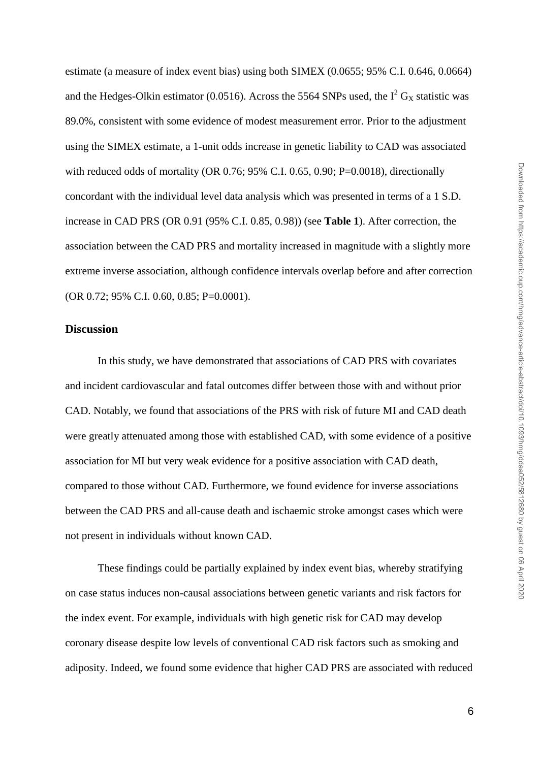estimate (a measure of index event bias) using both SIMEX (0.0655; 95% C.I. 0.646, 0.0664) and the Hedges-Olkin estimator (0.0516). Across the 5564 SNPs used, the $I^2$ $G_X$ statistic was 89.0%, consistent with some evidence of modest measurement error. Prior to the adjustment using the SIMEX estimate, a 1-unit odds increase in genetic liability to CAD was associated with reduced odds of mortality (OR 0.76; 95% C.I. 0.65, 0.90; P=0.0018), directionally concordant with the individual level data analysis which was presented in terms of a 1 S.D. increase in CAD PRS (OR 0.91 (95% C.I. 0.85, 0.98)) (see **Table 1**). After correction, the association between the CAD PRS and mortality increased in magnitude with a slightly more extreme inverse association, although confidence intervals overlap before and after correction (OR 0.72; 95% C.I. 0.60, 0.85; P=0.0001).

## Discussion

In this study, we have demonstrated that associations of CAD PRS with covariates and incident cardiovascular and fatal outcomes differ between those with and without prior CAD. Notably, we found that associations of the PRS with risk of future MI and CAD death were greatly attenuated among those with established CAD, with some evidence of a positive association for MI but very weak evidence for a positive association with CAD death, compared to those without CAD. Furthermore, we found evidence for inverse associations between the CAD PRS and all-cause death and ischaemic stroke amongst cases which were not present in individuals without known CAD.

These findings could be partially explained by index event bias, whereby stratifying on case status induces non-causal associations between genetic variants and risk factors for the index event. For example, individuals with high genetic risk for CAD may develop coronary disease despite low levels of conventional CAD risk factors such as smoking and adiposity. Indeed, we found some evidence that higher CAD PRS are associated with reduced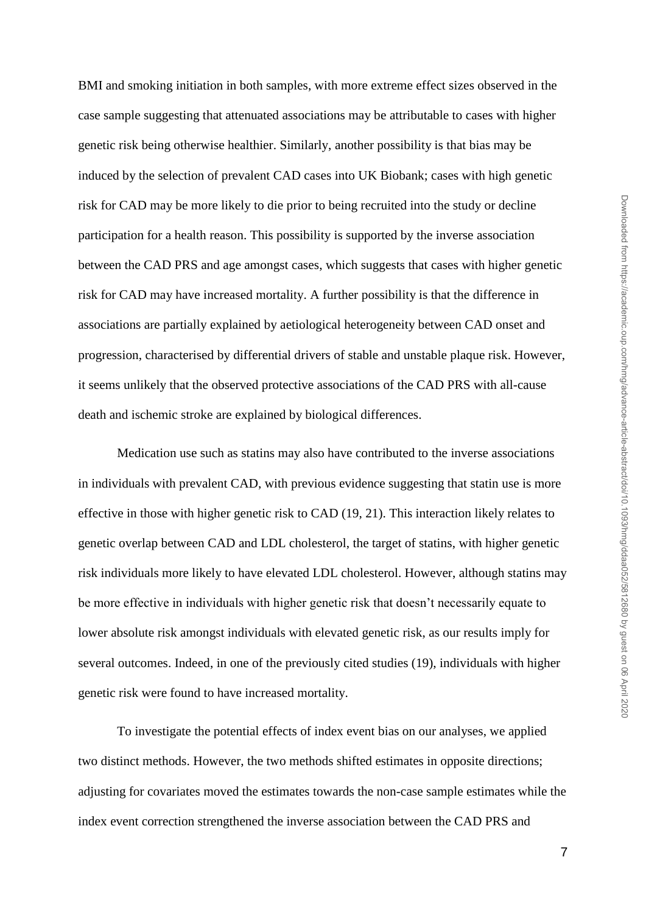BMI and smoking initiation in both samples, with more extreme effect sizes observed in the case sample suggesting that attenuated associations may be attributable to cases with higher genetic risk being otherwise healthier. Similarly, another possibility is that bias may be induced by the selection of prevalent CAD cases into UK Biobank; cases with high genetic risk for CAD may be more likely to die prior to being recruited into the study or decline participation for a health reason. This possibility is supported by the inverse association between the CAD PRS and age amongst cases, which suggests that cases with higher genetic risk for CAD may have increased mortality. A further possibility is that the difference in associations are partially explained by aetiological heterogeneity between CAD onset and progression, characterised by differential drivers of stable and unstable plaque risk. However, it seems unlikely that the observed protective associations of the CAD PRS with all-cause death and ischemic stroke are explained by biological differences.

Medication use such as statins may also have contributed to the inverse associations in individuals with prevalent CAD, with previous evidence suggesting that statin use is more effective in those with higher genetic risk to CAD (19, 21). This interaction likely relates to genetic overlap between CAD and LDL cholesterol, the target of statins, with higher genetic risk individuals more likely to have elevated LDL cholesterol. However, although statins may be more effective in individuals with higher genetic risk that doesn't necessarily equate to lower absolute risk amongst individuals with elevated genetic risk, as our results imply for several outcomes. Indeed, in one of the previously cited studies (19), individuals with higher genetic risk were found to have increased mortality.

To investigate the potential effects of index event bias on our analyses, we applied two distinct methods. However, the two methods shifted estimates in opposite directions; adjusting for covariates moved the estimates towards the non-case sample estimates while the index event correction strengthened the inverse association between the CAD PRS and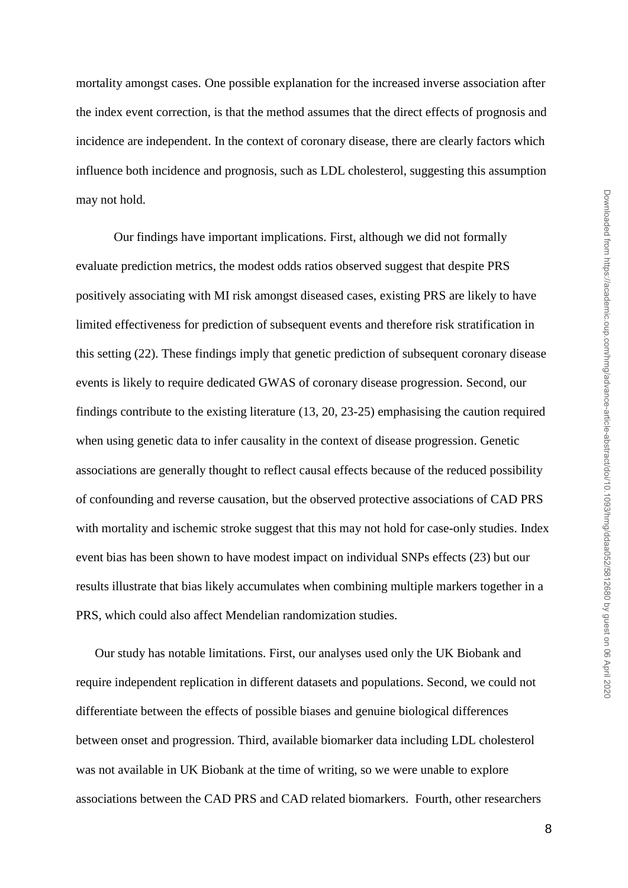mortality amongst cases. One possible explanation for the increased inverse association after the index event correction, is that the method assumes that the direct effects of prognosis and incidence are independent. In the context of coronary disease, there are clearly factors which influence both incidence and prognosis, such as LDL cholesterol, suggesting this assumption may not hold.

Our findings have important implications. First, although we did not formally evaluate prediction metrics, the modest odds ratios observed suggest that despite PRS positively associating with MI risk amongst diseased cases, existing PRS are likely to have limited effectiveness for prediction of subsequent events and therefore risk stratification in this setting (22). These findings imply that genetic prediction of subsequent coronary disease events is likely to require dedicated GWAS of coronary disease progression. Second, our findings contribute to the existing literature (13, 20, 23-25) emphasising the caution required when using genetic data to infer causality in the context of disease progression. Genetic associations are generally thought to reflect causal effects because of the reduced possibility of confounding and reverse causation, but the observed protective associations of CAD PRS with mortality and ischemic stroke suggest that this may not hold for case-only studies. Index event bias has been shown to have modest impact on individual SNPs effects (23) but our results illustrate that bias likely accumulates when combining multiple markers together in a PRS, which could also affect Mendelian randomization studies.

Our study has notable limitations. First, our analyses used only the UK Biobank and require independent replication in different datasets and populations. Second, we could not differentiate between the effects of possible biases and genuine biological differences between onset and progression. Third, available biomarker data including LDL cholesterol was not available in UK Biobank at the time of writing, so we were unable to explore associations between the CAD PRS and CAD related biomarkers. Fourth, other researchers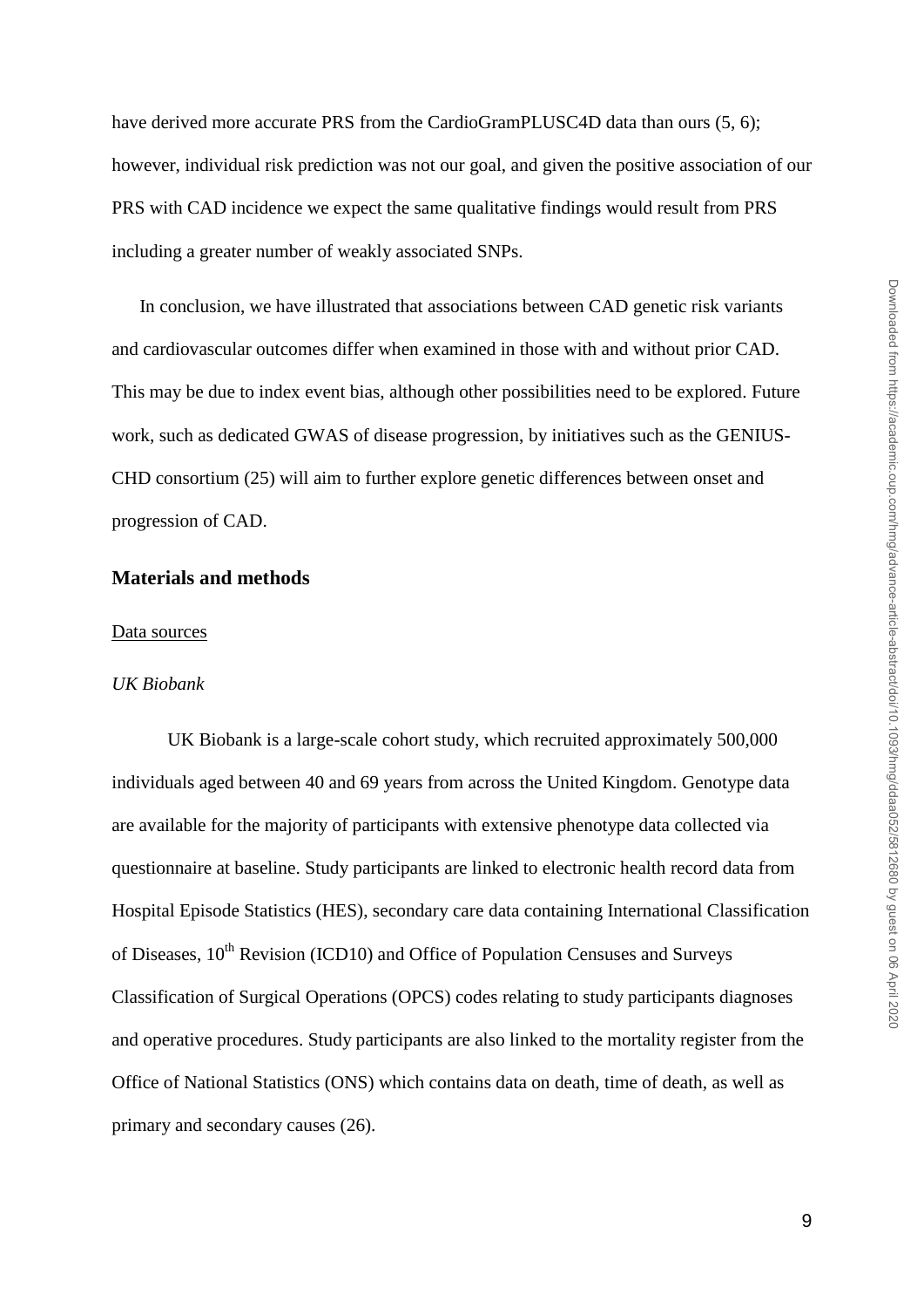have derived more accurate PRS from the CardioGramPLUSC4D data than ours (5, 6); however, individual risk prediction was not our goal, and given the positive association of our PRS with CAD incidence we expect the same qualitative findings would result from PRS including a greater number of weakly associated SNPs.

In conclusion, we have illustrated that associations between CAD genetic risk variants and cardiovascular outcomes differ when examined in those with and without prior CAD. This may be due to index event bias, although other possibilities need to be explored. Future work, such as dedicated GWAS of disease progression, by initiatives such as the GENIUS-CHD consortium (25) will aim to further explore genetic differences between onset and progression of CAD.

## Materials and methods

Data sources

*UK Biobank*

UK Biobank is a large-scale cohort study, which recruited approximately 500,000 individuals aged between 40 and 69 years from across the United Kingdom. Genotype data are available for the majority of participants with extensive phenotype data collected via questionnaire at baseline. Study participants are linked to electronic health record data from Hospital Episode Statistics (HES), secondary care data containing International Classification of Diseases, 10th Revision (ICD10) and Office of Population Censuses and Surveys Classification of Surgical Operations (OPCS) codes relating to study participants diagnoses and operative procedures. Study participants are also linked to the mortality register from the Office of National Statistics (ONS) which contains data on death, time of death, as well as primary and secondary causes (26).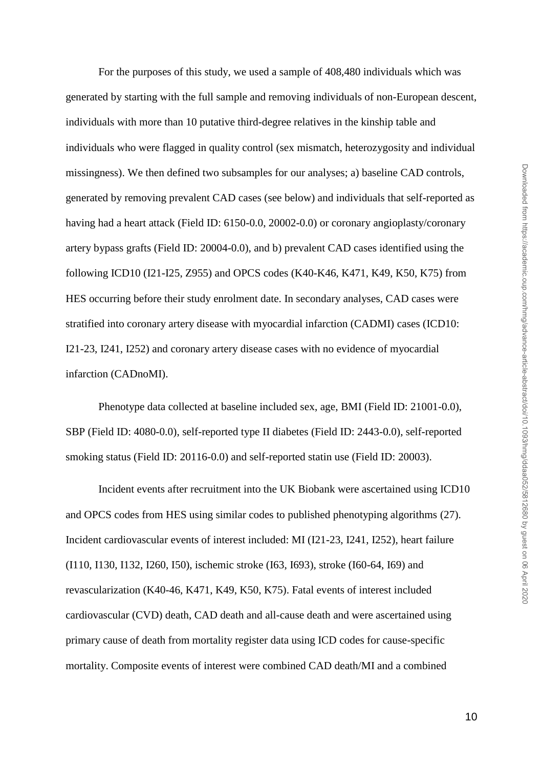For the purposes of this study, we used a sample of 408,480 individuals which was generated by starting with the full sample and removing individuals of non-European descent, individuals with more than 10 putative third-degree relatives in the kinship table and individuals who were flagged in quality control (sex mismatch, heterozygosity and individual missingness). We then defined two subsamples for our analyses; a) baseline CAD controls, generated by removing prevalent CAD cases (see below) and individuals that self-reported as having had a heart attack (Field ID: 6150-0.0, 20002-0.0) or coronary angioplasty/coronary artery bypass grafts (Field ID: 20004-0.0), and b) prevalent CAD cases identified using the following ICD10 (I21-I25, Z955) and OPCS codes (K40-K46, K471, K49, K50, K75) from HES occurring before their study enrolment date. In secondary analyses, CAD cases were stratified into coronary artery disease with myocardial infarction (CADMI) cases (ICD10: I21-23, I241, I252) and coronary artery disease cases with no evidence of myocardial infarction (CADnoMI).

Phenotype data collected at baseline included sex, age, BMI (Field ID: 21001-0.0), SBP (Field ID: 4080-0.0), self-reported type II diabetes (Field ID: 2443-0.0), self-reported smoking status (Field ID: 20116-0.0) and self-reported statin use (Field ID: 20003).

Incident events after recruitment into the UK Biobank were ascertained using ICD10 and OPCS codes from HES using similar codes to published phenotyping algorithms (27). Incident cardiovascular events of interest included: MI (I21-23, I241, I252), heart failure (I110, I130, I132, I260, I50), ischemic stroke (I63, I693), stroke (I60-64, I69) and revascularization (K40-46, K471, K49, K50, K75). Fatal events of interest included cardiovascular (CVD) death, CAD death and all-cause death and were ascertained using primary cause of death from mortality register data using ICD codes for cause-specific mortality. Composite events of interest were combined CAD death/MI and a combined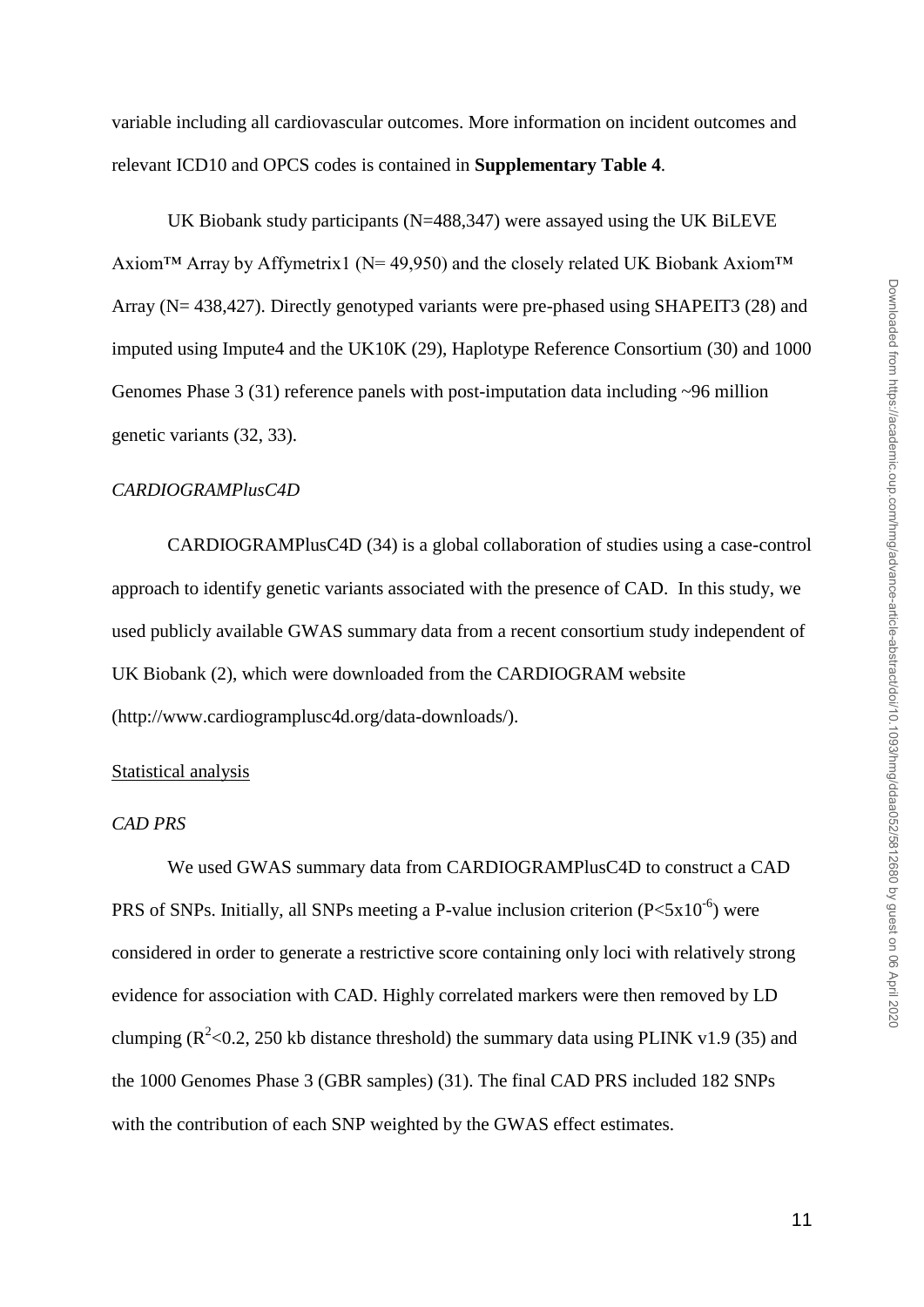variable including all cardiovascular outcomes. More information on incident outcomes and relevant ICD10 and OPCS codes is contained in **Supplementary Table 4**.

UK Biobank study participants (N=488,347) were assayed using the UK BiLEVE Axiom™ Array by Affymetrix1 (N= 49,950) and the closely related UK Biobank Axiom™ Array (N= 438,427). Directly genotyped variants were pre-phased using SHAPEIT3 (28) and imputed using Impute4 and the UK10K (29), Haplotype Reference Consortium (30) and 1000 Genomes Phase 3 (31) reference panels with post-imputation data including ~96 million genetic variants (32, 33).

*CARDIOGRAMPlusC4D*

CARDIOGRAMPlusC4D (34) is a global collaboration of studies using a case-control approach to identify genetic variants associated with the presence of CAD. In this study, we used publicly available GWAS summary data from a recent consortium study independent of UK Biobank (2), which were downloaded from the CARDIOGRAM website (http://www.cardiogramplusc4d.org/data-downloads/).

Statistical analysis

*CAD PRS*

We used GWAS summary data from CARDIOGRAMPlusC4D to construct a CAD PRS of SNPs. Initially, all SNPs meeting a P-value inclusion criterion ($P<5x10^{-6}$) were considered in order to generate a restrictive score containing only loci with relatively strong evidence for association with CAD. Highly correlated markers were then removed by LD clumping ($R^2<0.2$, 250 kb distance threshold) the summary data using PLINK v1.9 (35) and the 1000 Genomes Phase 3 (GBR samples) (31). The final CAD PRS included 182 SNPs with the contribution of each SNP weighted by the GWAS effect estimates.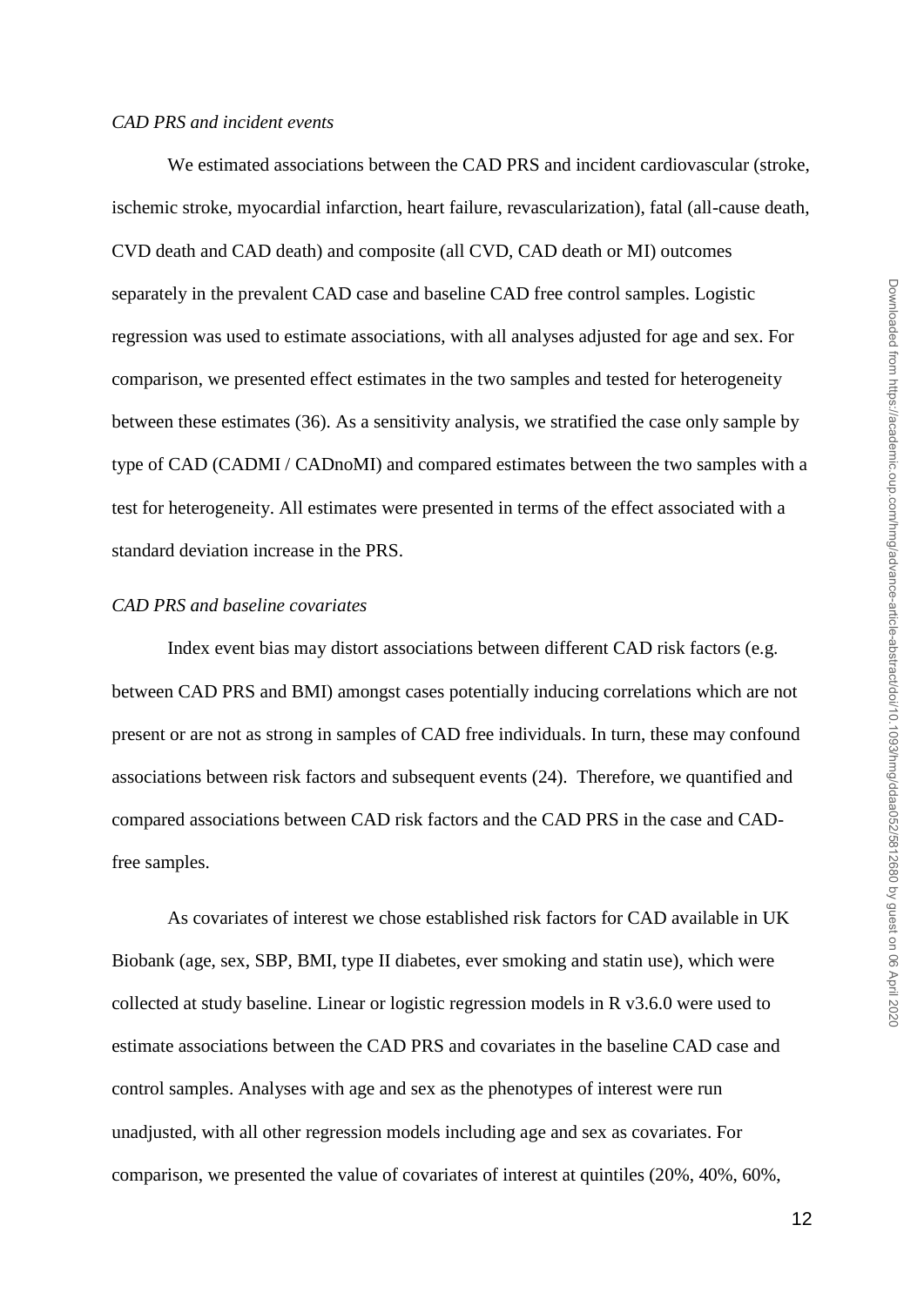*CAD PRS and incident events*

We estimated associations between the CAD PRS and incident cardiovascular (stroke, ischemic stroke, myocardial infarction, heart failure, revascularization), fatal (all-cause death, CVD death and CAD death) and composite (all CVD, CAD death or MI) outcomes separately in the prevalent CAD case and baseline CAD free control samples. Logistic regression was used to estimate associations, with all analyses adjusted for age and sex. For comparison, we presented effect estimates in the two samples and tested for heterogeneity between these estimates (36). As a sensitivity analysis, we stratified the case only sample by type of CAD (CADMI / CADnoMI) and compared estimates between the two samples with a test for heterogeneity. All estimates were presented in terms of the effect associated with a standard deviation increase in the PRS.

*CAD PRS and baseline covariates*

Index event bias may distort associations between different CAD risk factors (e.g. between CAD PRS and BMI) amongst cases potentially inducing correlations which are not present or are not as strong in samples of CAD free individuals. In turn, these may confound associations between risk factors and subsequent events (24). Therefore, we quantified and compared associations between CAD risk factors and the CAD PRS in the case and CAD-free samples.

As covariates of interest we chose established risk factors for CAD available in UK Biobank (age, sex, SBP, BMI, type II diabetes, ever smoking and statin use), which were collected at study baseline. Linear or logistic regression models in R v3.6.0 were used to estimate associations between the CAD PRS and covariates in the baseline CAD case and control samples. Analyses with age and sex as the phenotypes of interest were run unadjusted, with all other regression models including age and sex as covariates. For comparison, we presented the value of covariates of interest at quintiles (20%, 40%, 60%,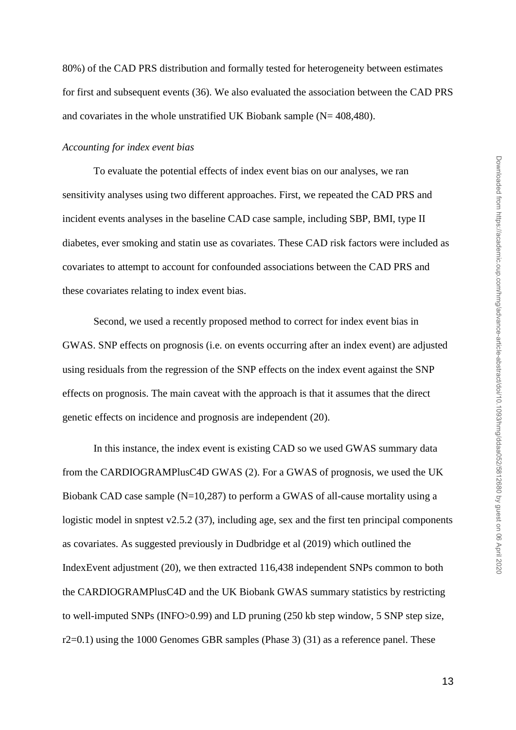80%) of the CAD PRS distribution and formally tested for heterogeneity between estimates for first and subsequent events (36). We also evaluated the association between the CAD PRS and covariates in the whole unstratified UK Biobank sample (N= 408,480).

*Accounting for index event bias*

To evaluate the potential effects of index event bias on our analyses, we ran sensitivity analyses using two different approaches. First, we repeated the CAD PRS and incident events analyses in the baseline CAD case sample, including SBP, BMI, type II diabetes, ever smoking and statin use as covariates. These CAD risk factors were included as covariates to attempt to account for confounded associations between the CAD PRS and these covariates relating to index event bias.

Second, we used a recently proposed method to correct for index event bias in GWAS. SNP effects on prognosis (i.e. on events occurring after an index event) are adjusted using residuals from the regression of the SNP effects on the index event against the SNP effects on prognosis. The main caveat with the approach is that it assumes that the direct genetic effects on incidence and prognosis are independent (20).

In this instance, the index event is existing CAD so we used GWAS summary data from the CARDIOGRAMPlusC4D GWAS (2). For a GWAS of prognosis, we used the UK Biobank CAD case sample (N=10,287) to perform a GWAS of all-cause mortality using a logistic model in snptest v2.5.2 (37), including age, sex and the first ten principal components as covariates. As suggested previously in Dudbridge et al (2019) which outlined the IndexEvent adjustment (20), we then extracted 116,438 independent SNPs common to both the CARDIOGRAMPlusC4D and the UK Biobank GWAS summary statistics by restricting to well-imputed SNPs (INFO>0.99) and LD pruning (250 kb step window, 5 SNP step size, $r2=0.1$) using the 1000 Genomes GBR samples (Phase 3) (31) as a reference panel. These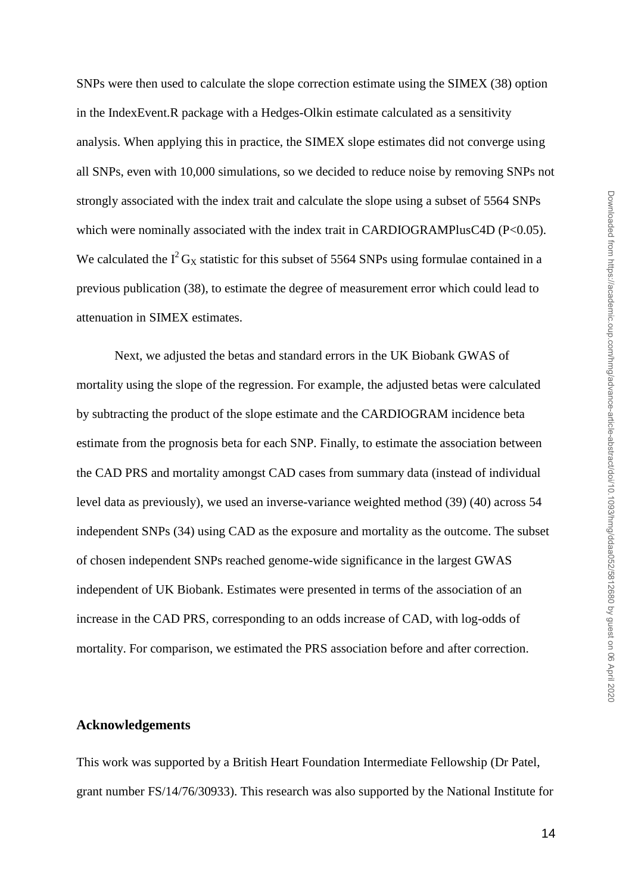SNPs were then used to calculate the slope correction estimate using the SIMEX (38) option in the IndexEvent.R package with a Hedges-Olkin estimate calculated as a sensitivity analysis. When applying this in practice, the SIMEX slope estimates did not converge using all SNPs, even with 10,000 simulations, so we decided to reduce noise by removing SNPs not strongly associated with the index trait and calculate the slope using a subset of 5564 SNPs which were nominally associated with the index trait in CARDIOGRAMPlusC4D ($P<0.05$). We calculated the $I^2 G_X$ statistic for this subset of 5564 SNPs using formulae contained in a previous publication (38), to estimate the degree of measurement error which could lead to attenuation in SIMEX estimates.

Next, we adjusted the betas and standard errors in the UK Biobank GWAS of mortality using the slope of the regression. For example, the adjusted betas were calculated by subtracting the product of the slope estimate and the CARDIOGRAM incidence beta estimate from the prognosis beta for each SNP. Finally, to estimate the association between the CAD PRS and mortality amongst CAD cases from summary data (instead of individual level data as previously), we used an inverse-variance weighted method (39) (40) across 54 independent SNPs (34) using CAD as the exposure and mortality as the outcome. The subset of chosen independent SNPs reached genome-wide significance in the largest GWAS independent of UK Biobank. Estimates were presented in terms of the association of an increase in the CAD PRS, corresponding to an odds increase of CAD, with log-odds of mortality. For comparison, we estimated the PRS association before and after correction.

## Acknowledgements

This work was supported by a British Heart Foundation Intermediate Fellowship (Dr Patel, grant number FS/14/76/30933). This research was also supported by the National Institute for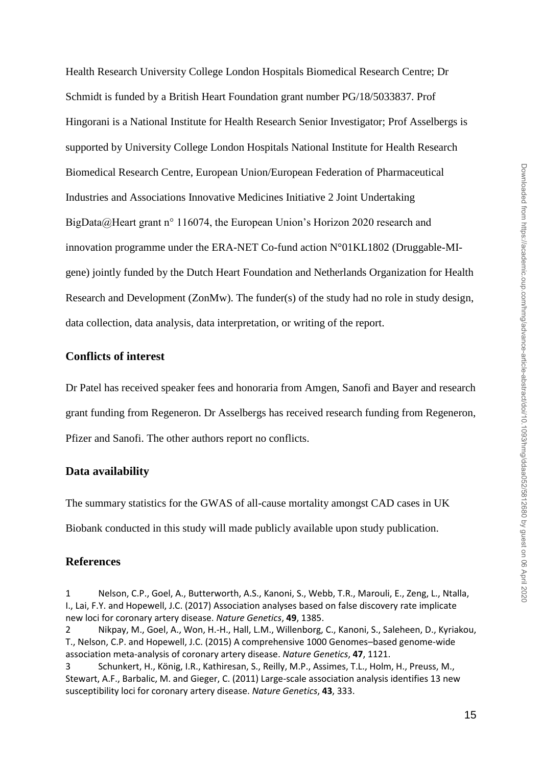Health Research University College London Hospitals Biomedical Research Centre; Dr Schmidt is funded by a British Heart Foundation grant number PG/18/5033837. Prof Hingorani is a National Institute for Health Research Senior Investigator; Prof Asselbergs is supported by University College London Hospitals National Institute for Health Research Biomedical Research Centre, European Union/European Federation of Pharmaceutical Industries and Associations Innovative Medicines Initiative 2 Joint Undertaking BigData@Heart grant n° 116074, the European Union's Horizon 2020 research and innovation programme under the ERA-NET Co-fund action N°01KL1802 (Druggable-MI-gene) jointly funded by the Dutch Heart Foundation and Netherlands Organization for Health Research and Development (ZonMw). The funder(s) of the study had no role in study design, data collection, data analysis, data interpretation, or writing of the report.

## Conflicts of interest

Dr Patel has received speaker fees and honoraria from Amgen, Sanofi and Bayer and research grant funding from Regeneron. Dr Asselbergs has received research funding from Regeneron, Pfizer and Sanofi. The other authors report no conflicts.

## Data availability

The summary statistics for the GWAS of all-cause mortality amongst CAD cases in UK Biobank conducted in this study will made publicly available upon study publication.

## References

1 Nelson, C.P., Goel, A., Butterworth, A.S., Kanoni, S., Webb, T.R., Marouli, E., Zeng, L., Ntalla, I., Lai, F.Y. and Hopewell, J.C. (2017) Association analyses based on false discovery rate implicate new loci for coronary artery disease. *Nature Genetics*, **49**, 1385.

2 Nikpay, M., Goel, A., Won, H.-H., Hall, L.M., Willenborg, C., Kanoni, S., Saleheen, D., Kyriakou, T., Nelson, C.P. and Hopewell, J.C. (2015) A comprehensive 1000 Genomes–based genome-wide association meta-analysis of coronary artery disease. *Nature Genetics*, **47**, 1121.

3 Schunkert, H., König, I.R., Kathiresan, S., Reilly, M.P., Assimes, T.L., Holm, H., Preuss, M., Stewart, A.F., Barbalic, M. and Gieger, C. (2011) Large-scale association analysis identifies 13 new susceptibility loci for coronary artery disease. *Nature Genetics*, **43**, 333.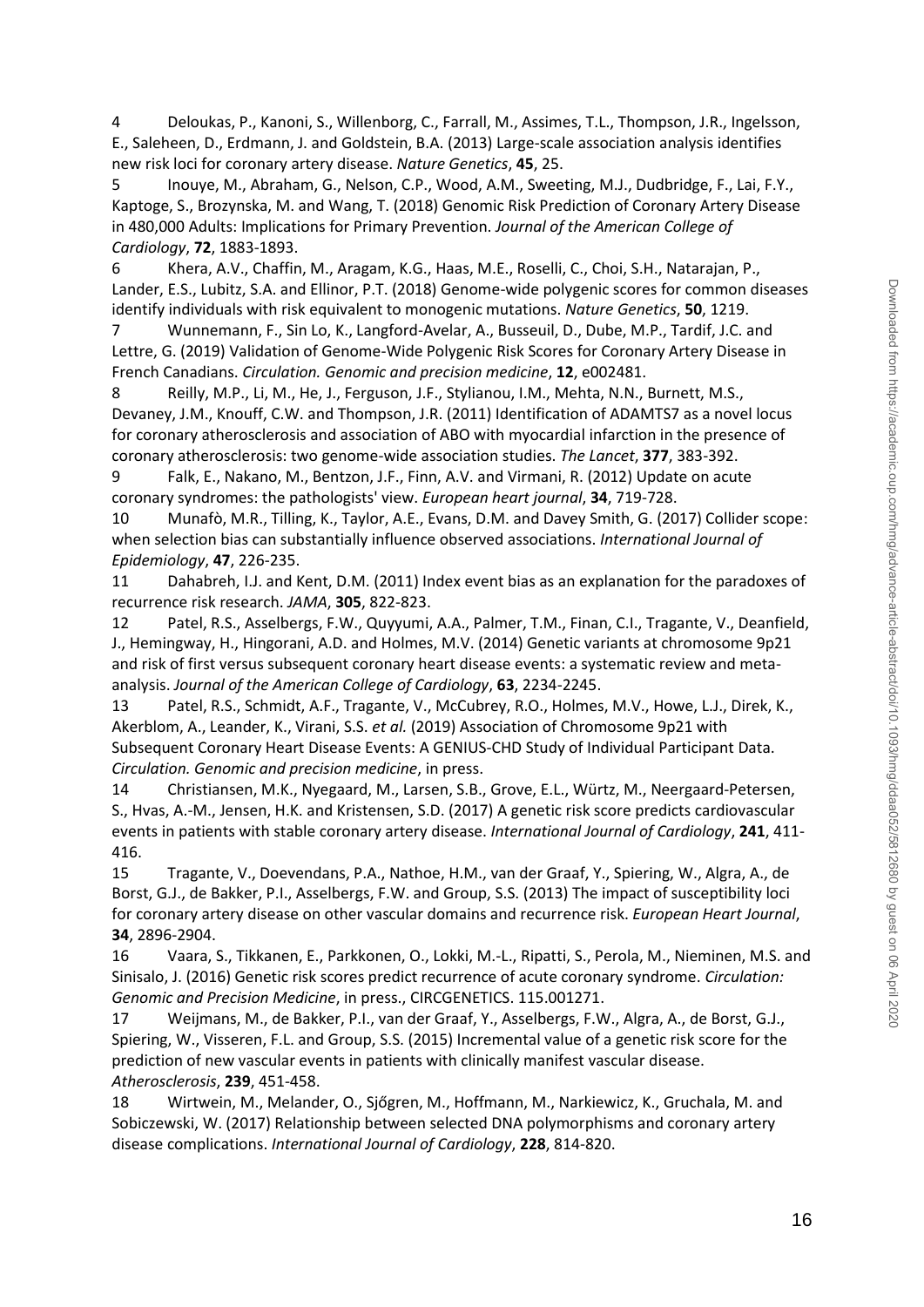4 Deloukas, P., Kanoni, S., Willenborg, C., Farrall, M., Assimes, T.L., Thompson, J.R., Ingelsson, E., Saleheen, D., Erdmann, J. and Goldstein, B.A. (2013) Large-scale association analysis identifies new risk loci for coronary artery disease. *Nature Genetics*, **45**, 25.

5 Inouye, M., Abraham, G., Nelson, C.P., Wood, A.M., Sweeting, M.J., Dudbridge, F., Lai, F.Y., Kaptoge, S., Brozynska, M. and Wang, T. (2018) Genomic Risk Prediction of Coronary Artery Disease in 480,000 Adults: Implications for Primary Prevention. *Journal of the American College of Cardiology*, **72**, 1883-1893.

6 Khera, A.V., Chaffin, M., Aragam, K.G., Haas, M.E., Roselli, C., Choi, S.H., Natarajan, P., Lander, E.S., Lubitz, S.A. and Ellinor, P.T. (2018) Genome-wide polygenic scores for common diseases identify individuals with risk equivalent to monogenic mutations. *Nature Genetics*, **50**, 1219.

7 Wunnemann, F., Sin Lo, K., Langford-Avelar, A., Busseuil, D., Dube, M.P., Tardif, J.C. and Lettre, G. (2019) Validation of Genome-Wide Polygenic Risk Scores for Coronary Artery Disease in French Canadians. *Circulation. Genomic and precision medicine*, **12**, e002481.

8 Reilly, M.P., Li, M., He, J., Ferguson, J.F., Stylianou, I.M., Mehta, N.N., Burnett, M.S., Devaney, J.M., Knouff, C.W. and Thompson, J.R. (2011) Identification of ADAMTS7 as a novel locus for coronary atherosclerosis and association of ABO with myocardial infarction in the presence of coronary atherosclerosis: two genome-wide association studies. *The Lancet*, **377**, 383-392.

9 Falk, E., Nakano, M., Bentzon, J.F., Finn, A.V. and Virmani, R. (2012) Update on acute coronary syndromes: the pathologists' view. *European heart journal*, **34**, 719-728.

10 Munafò, M.R., Tilling, K., Taylor, A.E., Evans, D.M. and Davey Smith, G. (2017) Collider scope: when selection bias can substantially influence observed associations. *International Journal of Epidemiology*, **47**, 226-235.

11 Dahabreh, I.J. and Kent, D.M. (2011) Index event bias as an explanation for the paradoxes of recurrence risk research. *JAMA*, **305**, 822-823.

12 Patel, R.S., Asselbergs, F.W., Quyyumi, A.A., Palmer, T.M., Finan, C.I., Tragante, V., Deanfield, J., Hemingway, H., Hingorani, A.D. and Holmes, M.V. (2014) Genetic variants at chromosome 9p21 and risk of first versus subsequent coronary heart disease events: a systematic review and meta-analysis. *Journal of the American College of Cardiology*, **63**, 2234-2245.

13 Patel, R.S., Schmidt, A.F., Tragante, V., McCubrey, R.O., Holmes, M.V., Howe, L.J., Direk, K., Akerblom, A., Leander, K., Virani, S.S. *et al.* (2019) Association of Chromosome 9p21 with Subsequent Coronary Heart Disease Events: A GENIUS-CHD Study of Individual Participant Data. *Circulation. Genomic and precision medicine*, in press.

14 Christiansen, M.K., Nyegaard, M., Larsen, S.B., Grove, E.L., Würtz, M., Neergaard-Petersen, S., Hvas, A.-M., Jensen, H.K. and Kristensen, S.D. (2017) A genetic risk score predicts cardiovascular events in patients with stable coronary artery disease. *International Journal of Cardiology*, **241**, 411-416.

15 Tragante, V., Doevendans, P.A., Nathoe, H.M., van der Graaf, Y., Spiering, W., Algra, A., de Borst, G.J., de Bakker, P.I., Asselbergs, F.W. and Group, S.S. (2013) The impact of susceptibility loci for coronary artery disease on other vascular domains and recurrence risk. *European Heart Journal*, **34**, 2896-2904.

16 Vaara, S., Tikkanen, E., Parkkonen, O., Lokki, M.-L., Ripatti, S., Perola, M., Nieminen, M.S. and Sinisalo, J. (2016) Genetic risk scores predict recurrence of acute coronary syndrome. *Circulation: Genomic and Precision Medicine*, in press., CIRCGENETICS. 115.001271.

17 Weijmans, M., de Bakker, P.I., van der Graaf, Y., Asselbergs, F.W., Algra, A., de Borst, G.J., Spiering, W., Visseren, F.L. and Group, S.S. (2015) Incremental value of a genetic risk score for the prediction of new vascular events in patients with clinically manifest vascular disease. *Atherosclerosis*, **239**, 451-458.

18 Wirtwein, M., Melander, O., Sjőgren, M., Hoffmann, M., Narkiewicz, K., Gruchala, M. and Sobiczewski, W. (2017) Relationship between selected DNA polymorphisms and coronary artery disease complications. *International Journal of Cardiology*, **228**, 814-820.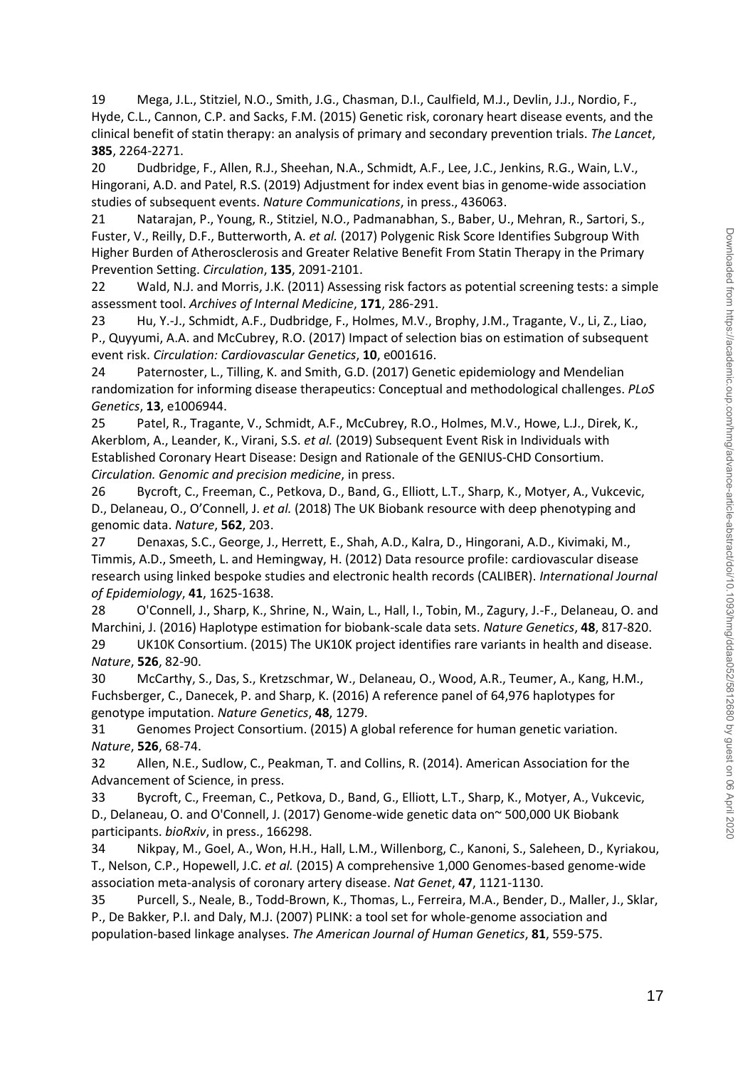19 Mega, J.L., Stitziel, N.O., Smith, J.G., Chasman, D.I., Caulfield, M.J., Devlin, J.J., Nordio, F., Hyde, C.L., Cannon, C.P. and Sacks, F.M. (2015) Genetic risk, coronary heart disease events, and the clinical benefit of statin therapy: an analysis of primary and secondary prevention trials. *The Lancet*, **385**, 2264-2271.

20 Dudbridge, F., Allen, R.J., Sheehan, N.A., Schmidt, A.F., Lee, J.C., Jenkins, R.G., Wain, L.V., Hingorani, A.D. and Patel, R.S. (2019) Adjustment for index event bias in genome-wide association studies of subsequent events. *Nature Communications*, in press., 436063.

21 Natarajan, P., Young, R., Stitziel, N.O., Padmanabhan, S., Baber, U., Mehran, R., Sartori, S., Fuster, V., Reilly, D.F., Butterworth, A. *et al.* (2017) Polygenic Risk Score Identifies Subgroup With Higher Burden of Atherosclerosis and Greater Relative Benefit From Statin Therapy in the Primary Prevention Setting. *Circulation*, **135**, 2091-2101.

22 Wald, N.J. and Morris, J.K. (2011) Assessing risk factors as potential screening tests: a simple assessment tool. *Archives of Internal Medicine*, **171**, 286-291.

23 Hu, Y.-J., Schmidt, A.F., Dudbridge, F., Holmes, M.V., Brophy, J.M., Tragante, V., Li, Z., Liao, P., Quyyumi, A.A. and McCubrey, R.O. (2017) Impact of selection bias on estimation of subsequent event risk. *Circulation: Cardiovascular Genetics*, **10**, e001616.

24 Paternoster, L., Tilling, K. and Smith, G.D. (2017) Genetic epidemiology and Mendelian randomization for informing disease therapeutics: Conceptual and methodological challenges. *PLoS Genetics*, **13**, e1006944.

25 Patel, R., Tragante, V., Schmidt, A.F., McCubrey, R.O., Holmes, M.V., Howe, L.J., Direk, K., Akerblom, A., Leander, K., Virani, S.S. *et al.* (2019) Subsequent Event Risk in Individuals with Established Coronary Heart Disease: Design and Rationale of the GENIUS-CHD Consortium. *Circulation. Genomic and precision medicine*, in press.

26 Bycroft, C., Freeman, C., Petkova, D., Band, G., Elliott, L.T., Sharp, K., Motyer, A., Vukcevic, D., Delaneau, O., O'Connell, J. *et al.* (2018) The UK Biobank resource with deep phenotyping and genomic data. *Nature*, **562**, 203.

27 Denaxas, S.C., George, J., Herrett, E., Shah, A.D., Kalra, D., Hingorani, A.D., Kivimaki, M., Timmis, A.D., Smeeth, L. and Hemingway, H. (2012) Data resource profile: cardiovascular disease research using linked bespoke studies and electronic health records (CALIBER). *International Journal of Epidemiology*, **41**, 1625-1638.

28 O'Connell, J., Sharp, K., Shrine, N., Wain, L., Hall, I., Tobin, M., Zagury, J.-F., Delaneau, O. and Marchini, J. (2016) Haplotype estimation for biobank-scale data sets. *Nature Genetics*, **48**, 817-820.

29 UK10K Consortium. (2015) The UK10K project identifies rare variants in health and disease. *Nature*, **526**, 82-90.

30 McCarthy, S., Das, S., Kretzschmar, W., Delaneau, O., Wood, A.R., Teumer, A., Kang, H.M., Fuchsberger, C., Danecek, P. and Sharp, K. (2016) A reference panel of 64,976 haplotypes for genotype imputation. *Nature Genetics*, **48**, 1279.

31 Genomes Project Consortium. (2015) A global reference for human genetic variation. *Nature*, **526**, 68-74.

32 Allen, N.E., Sudlow, C., Peakman, T. and Collins, R. (2014). American Association for the Advancement of Science, in press.

33 Bycroft, C., Freeman, C., Petkova, D., Band, G., Elliott, L.T., Sharp, K., Motyer, A., Vukcevic, D., Delaneau, O. and O'Connell, J. (2017) Genome-wide genetic data on~ 500,000 UK Biobank participants. *bioRxiv*, in press., 166298.

34 Nikpay, M., Goel, A., Won, H.H., Hall, L.M., Willenborg, C., Kanoni, S., Saleheen, D., Kyriakou, T., Nelson, C.P., Hopewell, J.C. *et al.* (2015) A comprehensive 1,000 Genomes-based genome-wide association meta-analysis of coronary artery disease. *Nat Genet*, **47**, 1121-1130.

35 Purcell, S., Neale, B., Todd-Brown, K., Thomas, L., Ferreira, M.A., Bender, D., Maller, J., Sklar, P., De Bakker, P.I. and Daly, M.J. (2007) PLINK: a tool set for whole-genome association and population-based linkage analyses. *The American Journal of Human Genetics*, **81**, 559-575.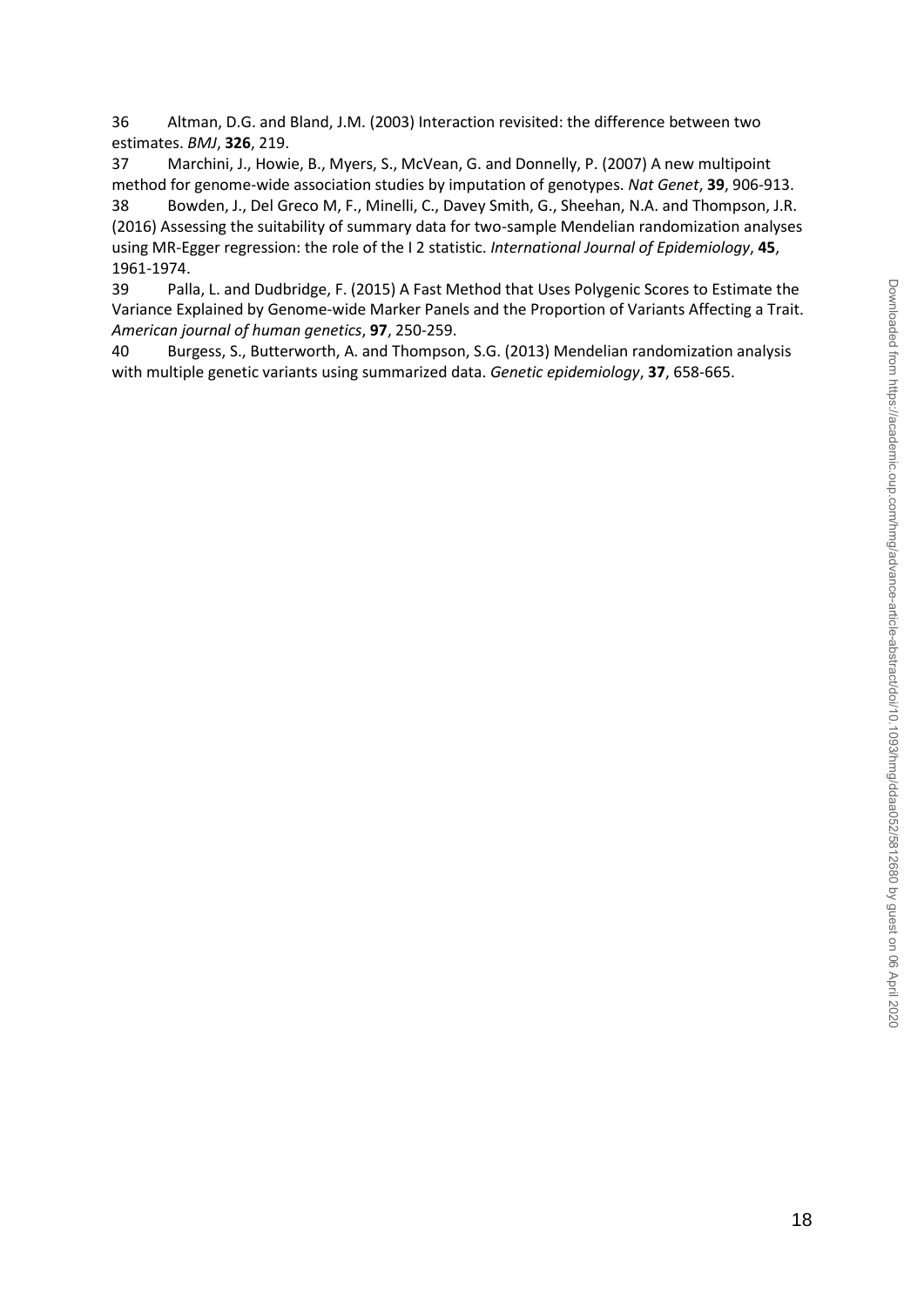36 Altman, D.G. and Bland, J.M. (2003) Interaction revisited: the difference between two estimates. *BMJ*, **326**, 219.

37 Marchini, J., Howie, B., Myers, S., McVean, G. and Donnelly, P. (2007) A new multipoint method for genome-wide association studies by imputation of genotypes. *Nat Genet*, **39**, 906-913.

38 Bowden, J., Del Greco M, F., Minelli, C., Davey Smith, G., Sheehan, N.A. and Thompson, J.R. (2016) Assessing the suitability of summary data for two-sample Mendelian randomization analyses using MR-Egger regression: the role of the I 2 statistic. *International Journal of Epidemiology*, **45**, 1961-1974.

39 Palla, L. and Dudbridge, F. (2015) A Fast Method that Uses Polygenic Scores to Estimate the Variance Explained by Genome-wide Marker Panels and the Proportion of Variants Affecting a Trait. *American journal of human genetics*, **97**, 250-259.

40 Burgess, S., Butterworth, A. and Thompson, S.G. (2013) Mendelian randomization analysis with multiple genetic variants using summarized data. *Genetic epidemiology*, **37**, 658-665.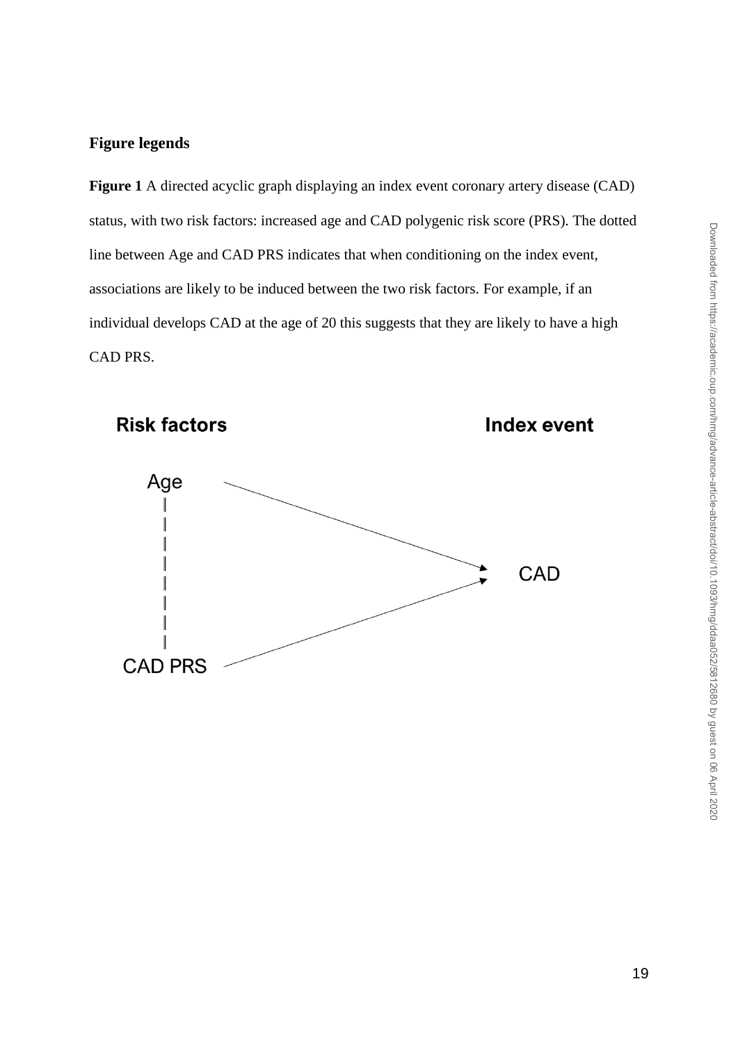**Figure legends**

**Figure 1** A directed acyclic graph displaying an index event coronary artery disease (CAD) status, with two risk factors: increased age and CAD polygenic risk score (PRS). The dotted line between Age and CAD PRS indicates that when conditioning on the index event, associations are likely to be induced between the two risk factors. For example, if an individual develops CAD at the age of 20 this suggests that they are likely to have a high CAD PRS.

**Risk factors** | **Index event**

Age → CAD

CAD PRS → CAD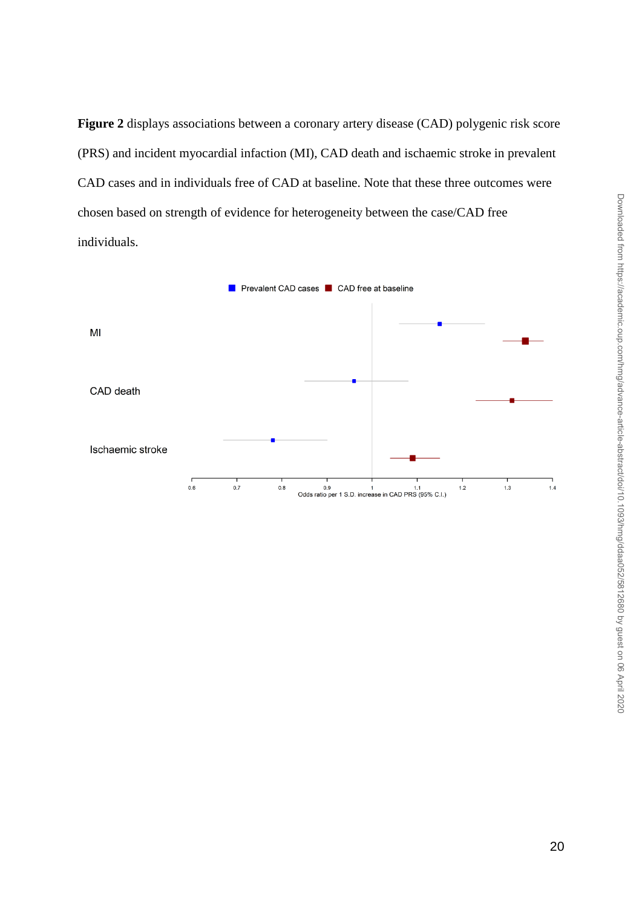**Figure 2** displays associations between a coronary artery disease (CAD) polygenic risk score (PRS) and incident myocardial infaction (MI), CAD death and ischaemic stroke in prevalent CAD cases and in individuals free of CAD at baseline. Note that these three outcomes were chosen based on strength of evidence for heterogeneity between the case/CAD free individuals.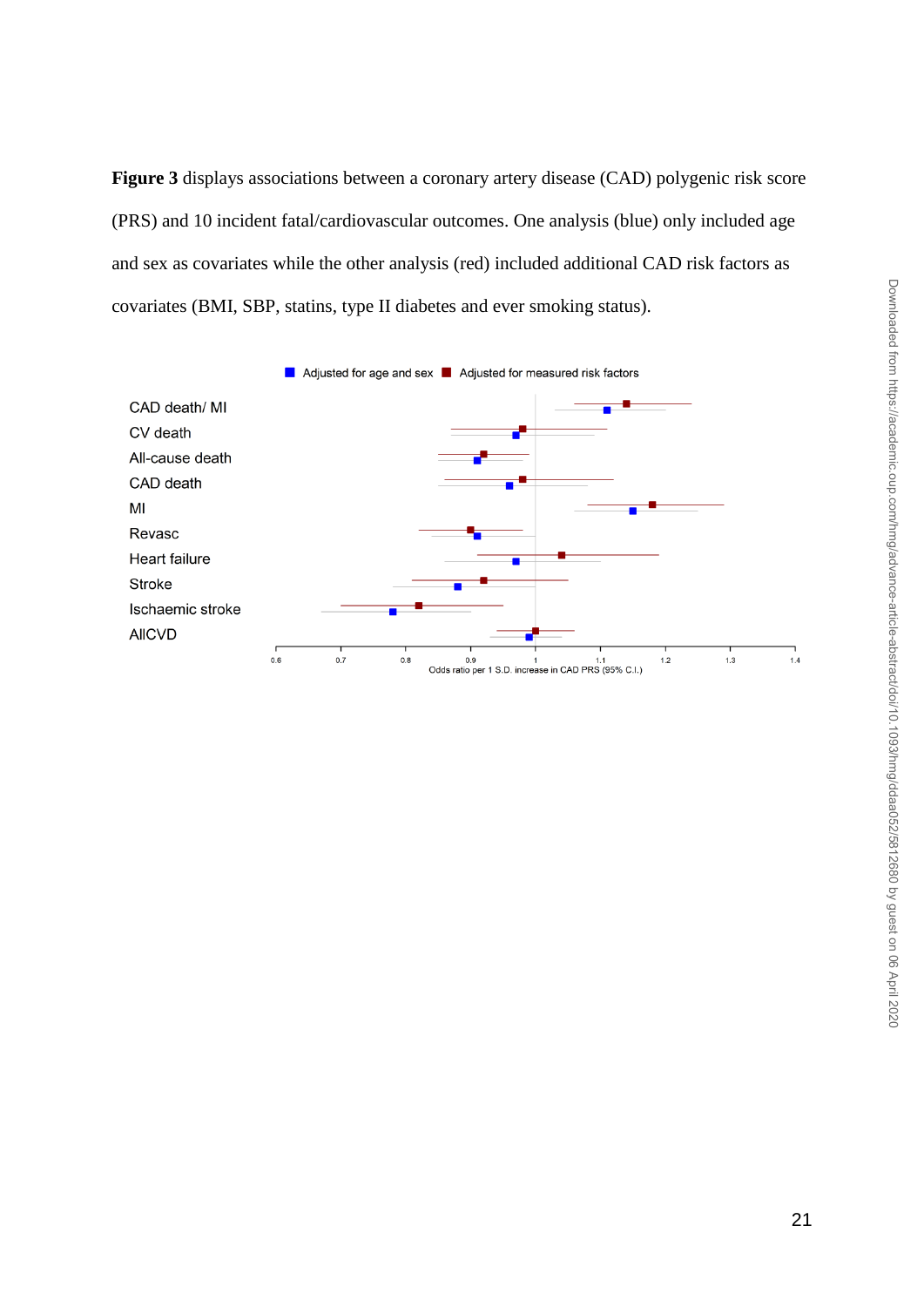**Figure 3** displays associations between a coronary artery disease (CAD) polygenic risk score (PRS) and 10 incident fatal/cardiovascular outcomes. One analysis (blue) only included age and sex as covariates while the other analysis (red) included additional CAD risk factors as covariates (BMI, SBP, statins, type II diabetes and ever smoking status).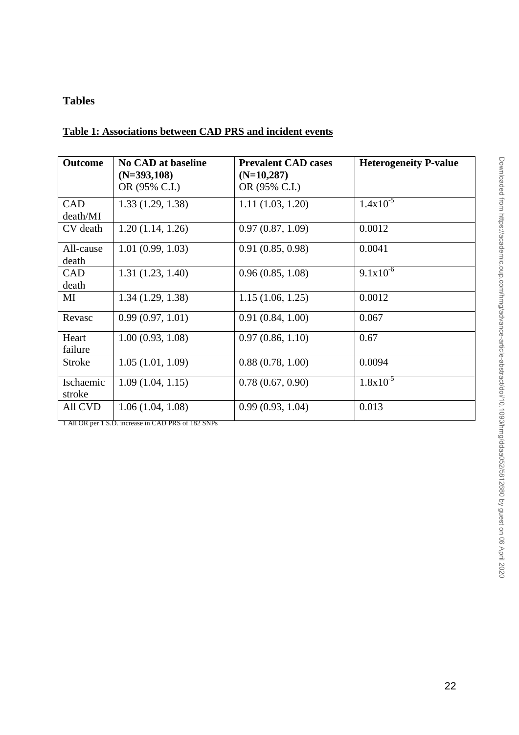## Tables

**Table 1: Associations between CAD PRS and incident events**

| Outcome | **No CAD at baseline (N=393,108)** OR (95% C.I.) | **Prevalent CAD cases (N=10,287)** OR (95% C.I.) | **Heterogeneity P-value** |
|---|---|---|---|
| CAD death/MI | 1.33 (1.29, 1.38) | 1.11 (1.03, 1.20) | $1.4x10^{-5}$ |
| CV death | 1.20 (1.14, 1.26) | 0.97 (0.87, 1.09) | 0.0012 |
| All-cause death | 1.01 (0.99, 1.03) | 0.91 (0.85, 0.98) | 0.0041 |
| CAD death | 1.31 (1.23, 1.40) | 0.96 (0.85, 1.08) | $9.1x10^{-6}$ |
| MI | 1.34 (1.29, 1.38) | 1.15 (1.06, 1.25) | 0.0012 |
| Revasc | 0.99 (0.97, 1.01) | 0.91 (0.84, 1.00) | 0.067 |
| Heart failure | 1.00 (0.93, 1.08) | 0.97 (0.86, 1.10) | 0.67 |
| Stroke | 1.05 (1.01, 1.09) | 0.88 (0.78, 1.00) | 0.0094 |
| Ischaemic stroke | 1.09 (1.04, 1.15) | 0.78 (0.67, 0.90) | $1.8x10^{-5}$ |
| All CVD | 1.06 (1.04, 1.08) | 0.99 (0.93, 1.04) | 0.013 |

1 All OR per 1 S.D. increase in CAD PRS of 182 SNPs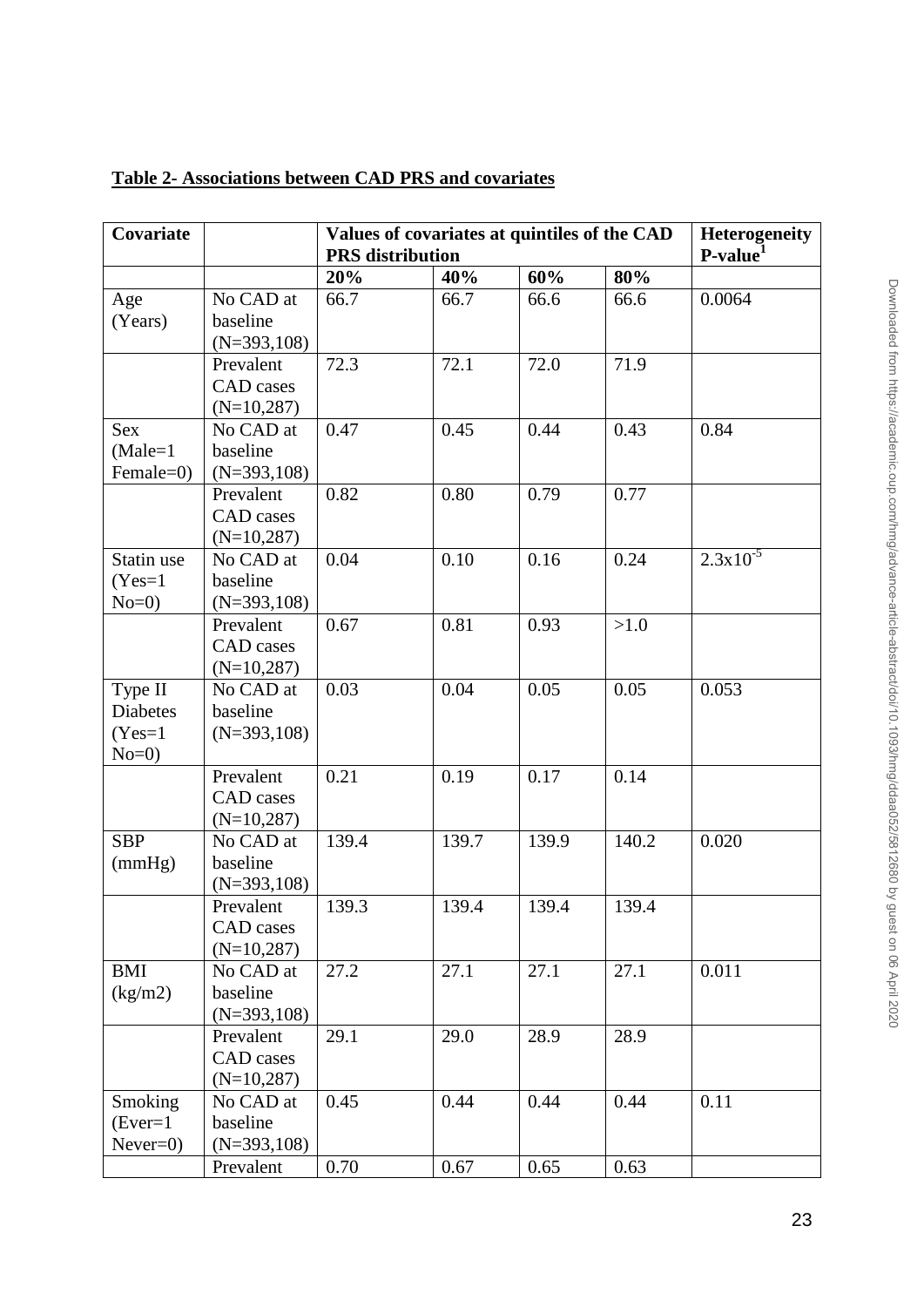**Table 2- Associations between CAD PRS and covariates**

| Covariate | | Values of covariates at quintiles of the CAD PRS distribution | | | | Heterogeneity P-value[1] |
|---|---|---|---|---|---|---|
| | | 20% | 40% | 60% | 80% | |
| Age (Years) | No CAD at baseline (N=393,108) | 66.7 | 66.7 | 66.6 | 66.6 | 0.0064 |
| | Prevalent CAD cases (N=10,287) | 72.3 | 72.1 | 72.0 | 71.9 | |
| Sex (Male=1 Female=0) | No CAD at baseline (N=393,108) | 0.47 | 0.45 | 0.44 | 0.43 | 0.84 |
| | Prevalent CAD cases (N=10,287) | 0.82 | 0.80 | 0.79 | 0.77 | |
| Statin use (Yes=1 No=0) | No CAD at baseline (N=393,108) | 0.04 | 0.10 | 0.16 | 0.24 | $2.3x10^{-5}$ |
| | Prevalent CAD cases (N=10,287) | 0.67 | 0.81 | 0.93 | >1.0 | |
| Type II Diabetes (Yes=1 No=0) | No CAD at baseline (N=393,108) | 0.03 | 0.04 | 0.05 | 0.05 | 0.053 |
| | Prevalent CAD cases (N=10,287) | 0.21 | 0.19 | 0.17 | 0.14 | |
| SBP (mmHg) | No CAD at baseline (N=393,108) | 139.4 | 139.7 | 139.9 | 140.2 | 0.020 |
| | Prevalent CAD cases (N=10,287) | 139.3 | 139.4 | 139.4 | 139.4 | |
| BMI (kg/m2) | No CAD at baseline (N=393,108) | 27.2 | 27.1 | 27.1 | 27.1 | 0.011 |
| | Prevalent CAD cases (N=10,287) | 29.1 | 29.0 | 28.9 | 28.9 | |
| Smoking (Ever=1 Never=0) | No CAD at baseline (N=393,108) | 0.45 | 0.44 | 0.44 | 0.44 | 0.11 |
| | Prevalent | 0.70 | 0.67 | 0.65 | 0.63 | |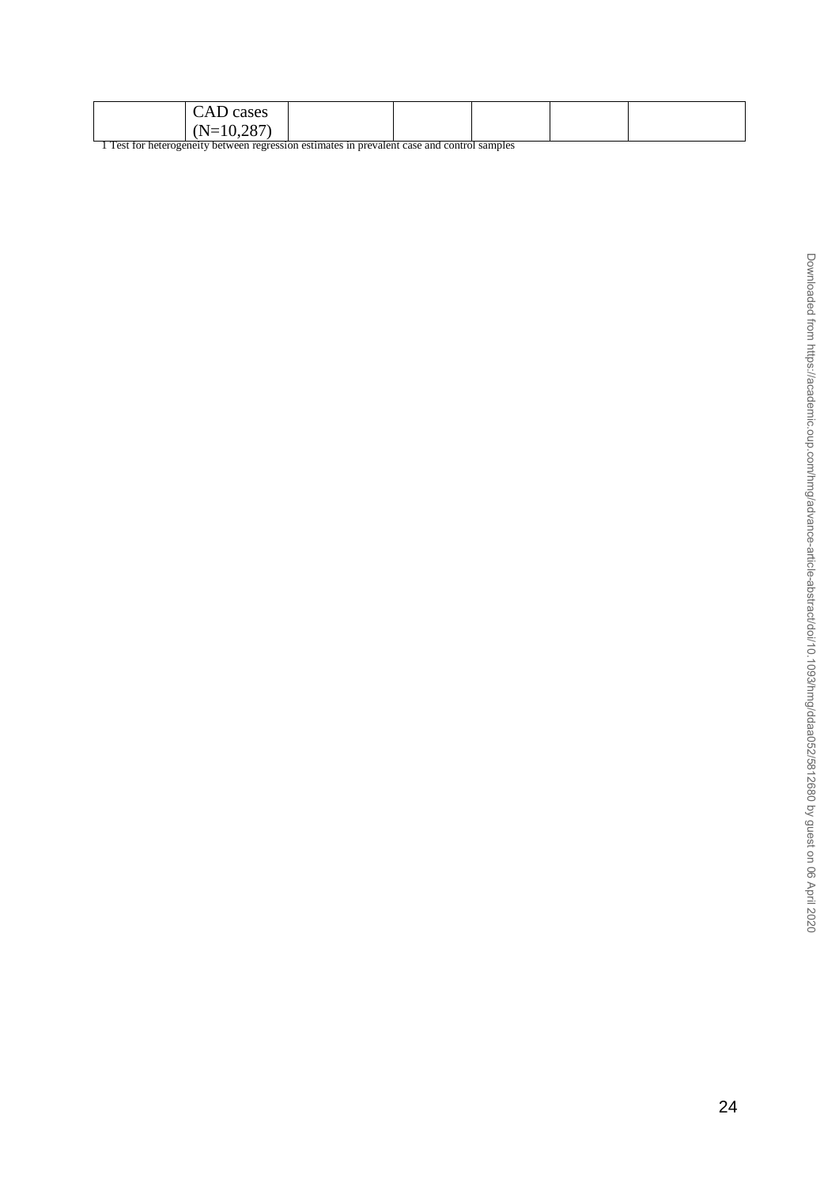|  | CAD cases (N=10,287) |  |  |  |  |  |
|---|---|---|---|---|---|---|

1 Test for heterogeneity between regression estimates in prevalent case and control samples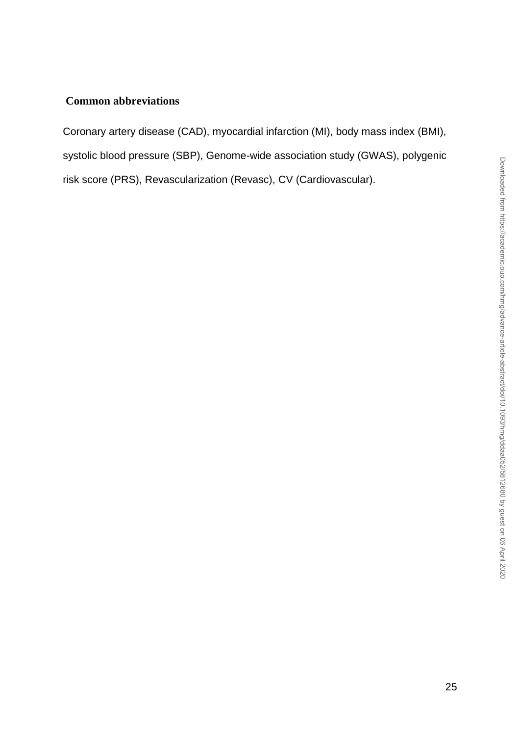## Common abbreviations

Coronary artery disease (CAD), myocardial infarction (MI), body mass index (BMI), systolic blood pressure (SBP), Genome-wide association study (GWAS), polygenic risk score (PRS), Revascularization (Revasc), CV (Cardiovascular).